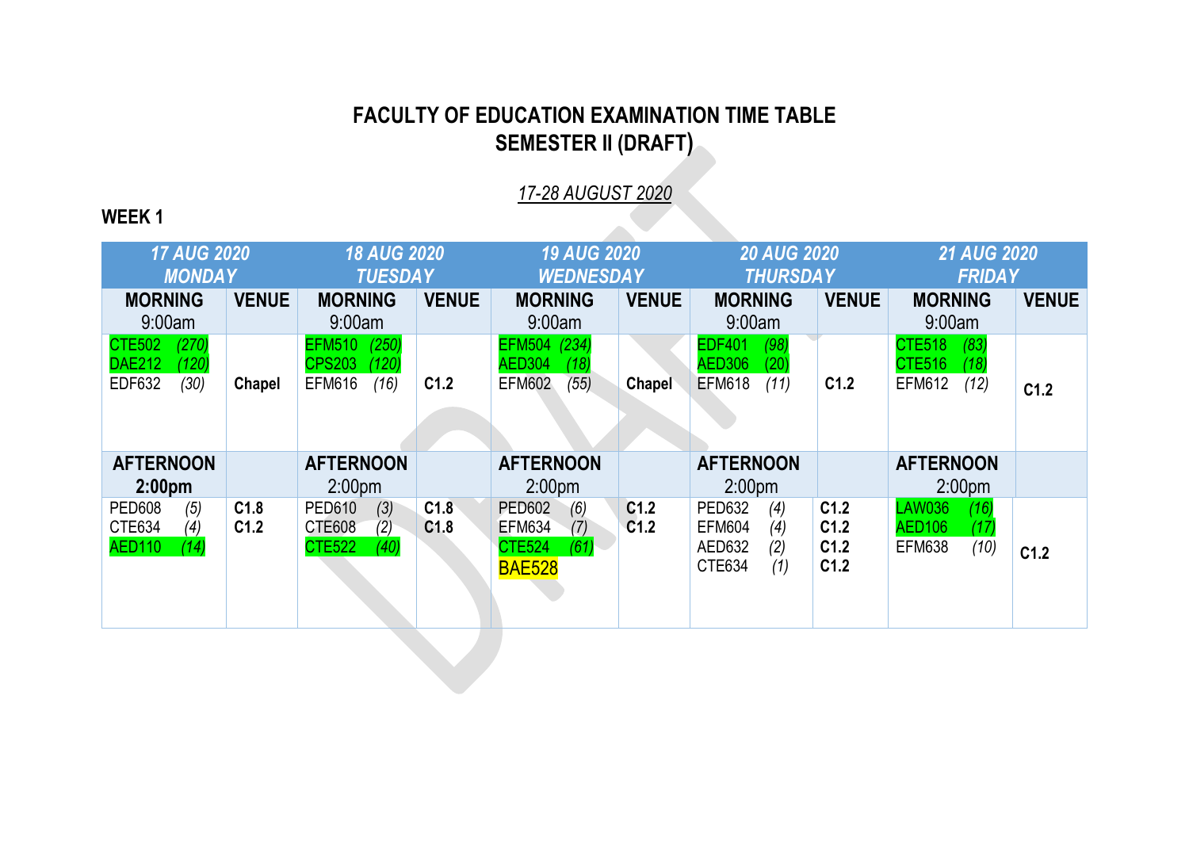# FACULTY OF EDUCATION EXAMINATION TIME TABLE
## SEMESTER II (DRAFT)

*17-28 AUGUST 2020*

**WEEK 1**

| 17 AUG 2020 MONDAY | | 18 AUG 2020 TUESDAY | | 19 AUG 2020 WEDNESDAY | | 20 AUG 2020 THURSDAY | | 21 AUG 2020 FRIDAY | |
|---|---|---|---|---|---|---|---|---|---|
| **MORNING** 9:00am | **VENUE** | **MORNING** 9:00am | **VENUE** | **MORNING** 9:00am | **VENUE** | **MORNING** 9:00am | **VENUE** | **MORNING** 9:00am | **VENUE** |
| CTE502 *(270)*<br>DAE212 *(120)*<br>EDF632 *(30)* | **Chapel** | EFM510 *(250)*<br>CPS203 *(120)*<br>EFM616 *(16)* | **C1.2** | EFM504 *(234)*<br>AED304 *(18)*<br>EFM602 *(55)* | **Chapel** | EDF401 *(98)*<br>AED306 *(20)*<br>EFM618 *(11)* | **C1.2** | CTE518 *(83)*<br>CTE516 *(18)*<br>EFM612 *(12)* | **C1.2** |
| **AFTERNOON 2:00pm** | | **AFTERNOON** 2:00pm | | **AFTERNOON** 2:00pm | | **AFTERNOON** 2:00pm | | **AFTERNOON** 2:00pm | |
| PED608 *(5)*<br>CTE634 *(4)*<br>AED110 *(14)* | **C1.8**<br>**C1.2** | PED610 *(3)*<br>CTE608 *(2)*<br>CTE522 *(40)* | **C1.8**<br>**C1.8** | PED602 *(6)*<br>EFM634 *(7)*<br>CTE524 *(61)*<br>BAE528 | **C1.2**<br>**C1.2** | PED632 *(4)*<br>EFM604 *(4)*<br>AED632 *(2)*<br>CTE634 *(1)* | **C1.2**<br>**C1.2**<br>**C1.2**<br>**C1.2** | LAW036 *(16)*<br>AED106 *(17)*<br>EFM638 *(10)* | **C1.2** |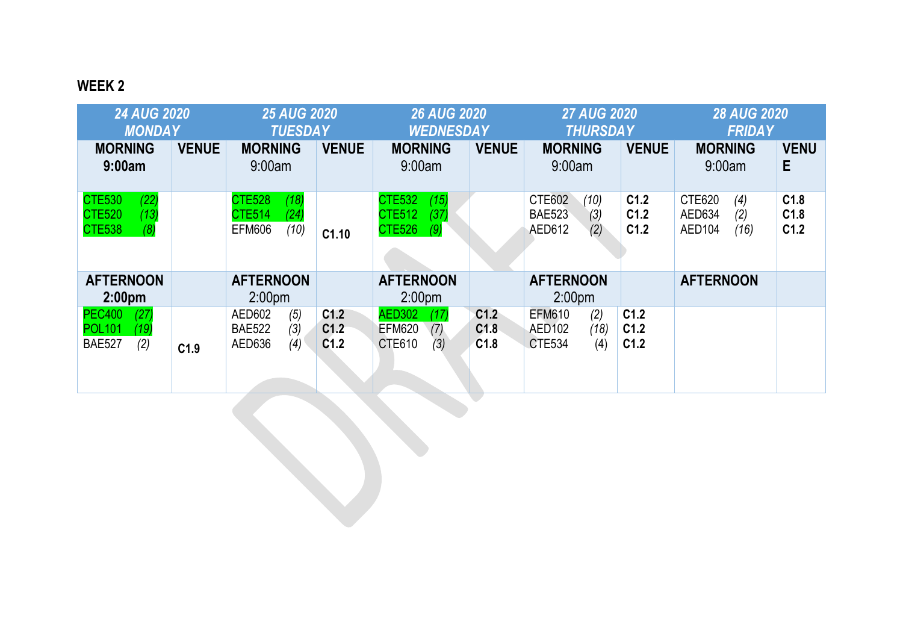## WEEK 2

| 24 AUG 2020 MONDAY | | 25 AUG 2020 TUESDAY | | 26 AUG 2020 WEDNESDAY | | 27 AUG 2020 THURSDAY | | 28 AUG 2020 FRIDAY | |
|---|---|---|---|---|---|---|---|---|---|
| **MORNING 9:00am** | **VENUE** | **MORNING** 9:00am | **VENUE** | **MORNING** 9:00am | **VENUE** | **MORNING** 9:00am | **VENUE** | **MORNING** 9:00am | **VENUE** |
| CTE530 *(22)*<br>CTE520 *(13)*<br>CTE538 *(8)* | | CTE528 *(18)*<br>CTE514 *(24)*<br>EFM606 *(10)* | **C1.10** | CTE532 *(15)*<br>CTE512 *(37)*<br>CTE526 *(9)* | | CTE602 *(10)*<br>BAE523 *(3)*<br>AED612 *(2)* | **C1.2**<br>**C1.2**<br>**C1.2** | CTE620 *(4)*<br>AED634 *(2)*<br>AED104 *(16)* | **C1.8**<br>**C1.8**<br>**C1.2** |
| **AFTERNOON 2:00pm** | | **AFTERNOON** 2:00pm | | **AFTERNOON** 2:00pm | | **AFTERNOON** 2:00pm | | **AFTERNOON** | |
| PEC400 *(27)*<br>POL101 *(19)*<br>BAE527 *(2)* | **C1.9** | AED602 *(5)*<br>BAE522 *(3)*<br>AED636 *(4)* | **C1.2**<br>**C1.2**<br>**C1.2** | AED302 *(17)*<br>EFM620 *(7)*<br>CTE610 *(3)* | **C1.2**<br>**C1.8**<br>**C1.8** | EFM610 *(2)*<br>AED102 *(18)*<br>CTE534 (4) | **C1.2**<br>**C1.2**<br>**C1.2** | | |